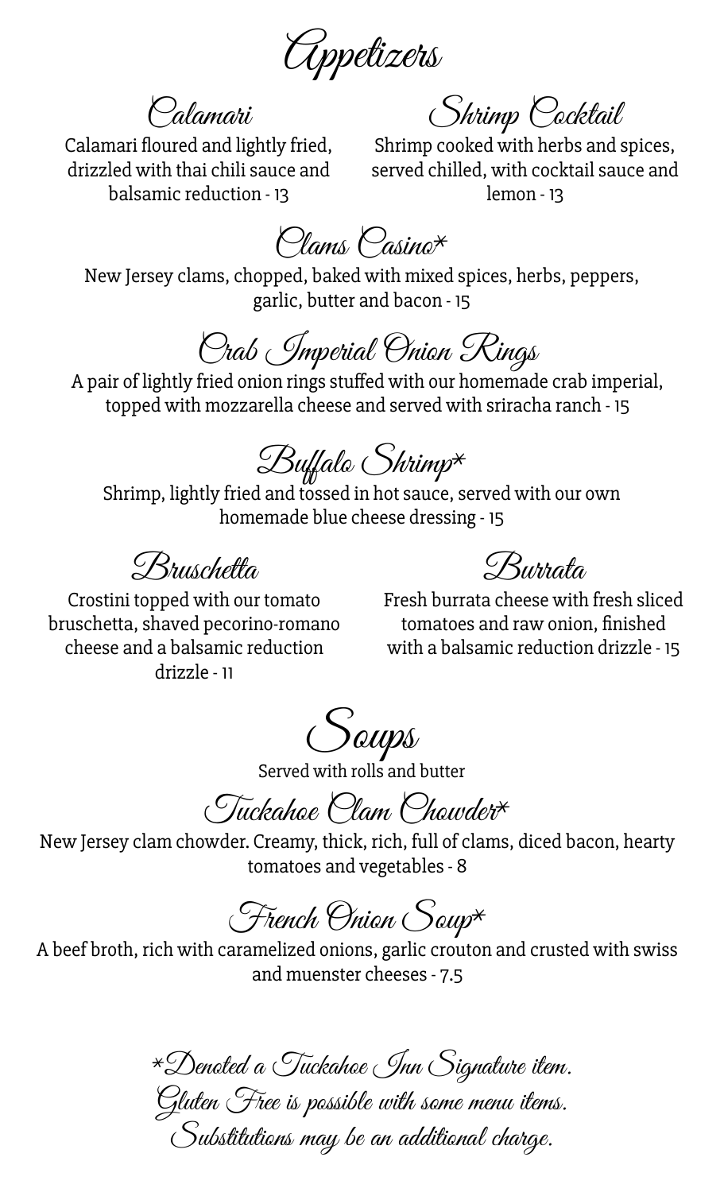# Appetizers

### Calamari

Calamari floured and lightly fried, drizzled with thai chili sauce and balsamic reduction - 13

### Shrimp Cocktail

Shrimp cooked with herbs and spices, served chilled, with cocktail sauce and lemon - 13

### Clams Casino*

New Jersey clams, chopped, baked with mixed spices, herbs, peppers, garlic, butter and bacon - 15

### Crab Imperial Onion Rings

A pair of lightly fried onion rings stuffed with our homemade crab imperial, topped with mozzarella cheese and served with sriracha ranch - 15

### Buffalo Shrimp*

Shrimp, lightly fried and tossed in hot sauce, served with our own homemade blue cheese dressing - 15

### Bruschetta

Crostini topped with our tomato bruschetta, shaved pecorino-romano cheese and a balsamic reduction drizzle - 11

### Burrata

Fresh burrata cheese with fresh sliced tomatoes and raw onion, finished with a balsamic reduction drizzle - 15

# Soups

Served with rolls and butter

### Tuckahoe Clam Chowder*

New Jersey clam chowder. Creamy, thick, rich, full of clams, diced bacon, hearty tomatoes and vegetables - 8

### French Onion Soup*

A beef broth, rich with caramelized onions, garlic crouton and crusted with swiss and muenster cheeses - 7.5

*Denoted a Tuckahoe Inn Signature item.
Gluten Free is possible with some menu items.
Substitutions may be an additional charge.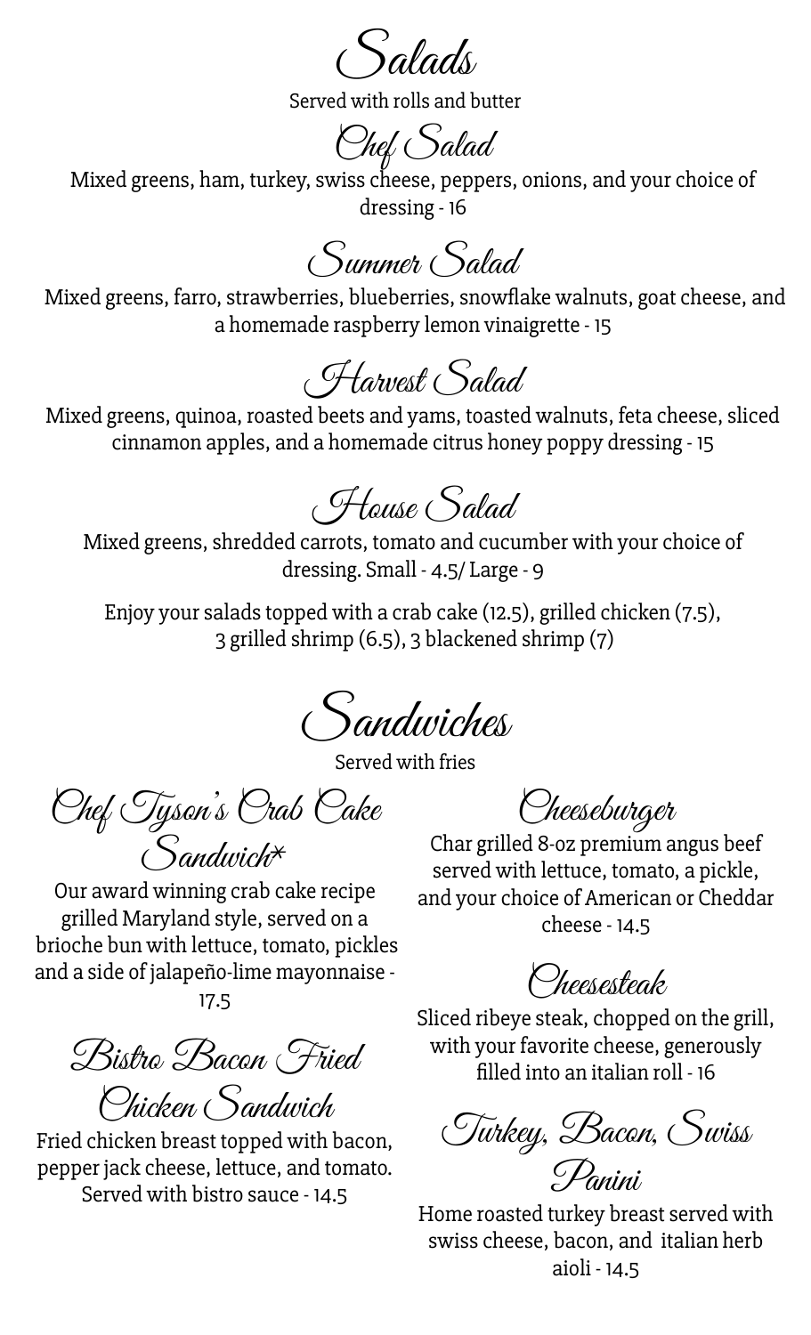# Salads

Served with rolls and butter

## Chef Salad

Mixed greens, ham, turkey, swiss cheese, peppers, onions, and your choice of dressing - 16

## Summer Salad

Mixed greens, farro, strawberries, blueberries, snowflake walnuts, goat cheese, and a homemade raspberry lemon vinaigrette - 15

## Harvest Salad

Mixed greens, quinoa, roasted beets and yams, toasted walnuts, feta cheese, sliced cinnamon apples, and a homemade citrus honey poppy dressing - 15

## House Salad

Mixed greens, shredded carrots, tomato and cucumber with your choice of dressing. Small - 4.5/ Large - 9

Enjoy your salads topped with a crab cake (12.5), grilled chicken (7.5), 3 grilled shrimp (6.5), 3 blackened shrimp (7)

# Sandwiches

Served with fries

## Chef Tyson's Crab Cake Sandwich*

Our award winning crab cake recipe grilled Maryland style, served on a brioche bun with lettuce, tomato, pickles and a side of jalapeño-lime mayonnaise - 17.5

## Bistro Bacon Fried Chicken Sandwich

Fried chicken breast topped with bacon, pepper jack cheese, lettuce, and tomato. Served with bistro sauce - 14.5

## Cheeseburger

Char grilled 8-oz premium angus beef served with lettuce, tomato, a pickle, and your choice of American or Cheddar cheese - 14.5

## Cheesesteak

Sliced ribeye steak, chopped on the grill, with your favorite cheese, generously filled into an italian roll - 16

## Turkey, Bacon, Swiss Panini

Home roasted turkey breast served with swiss cheese, bacon, and italian herb aioli - 14.5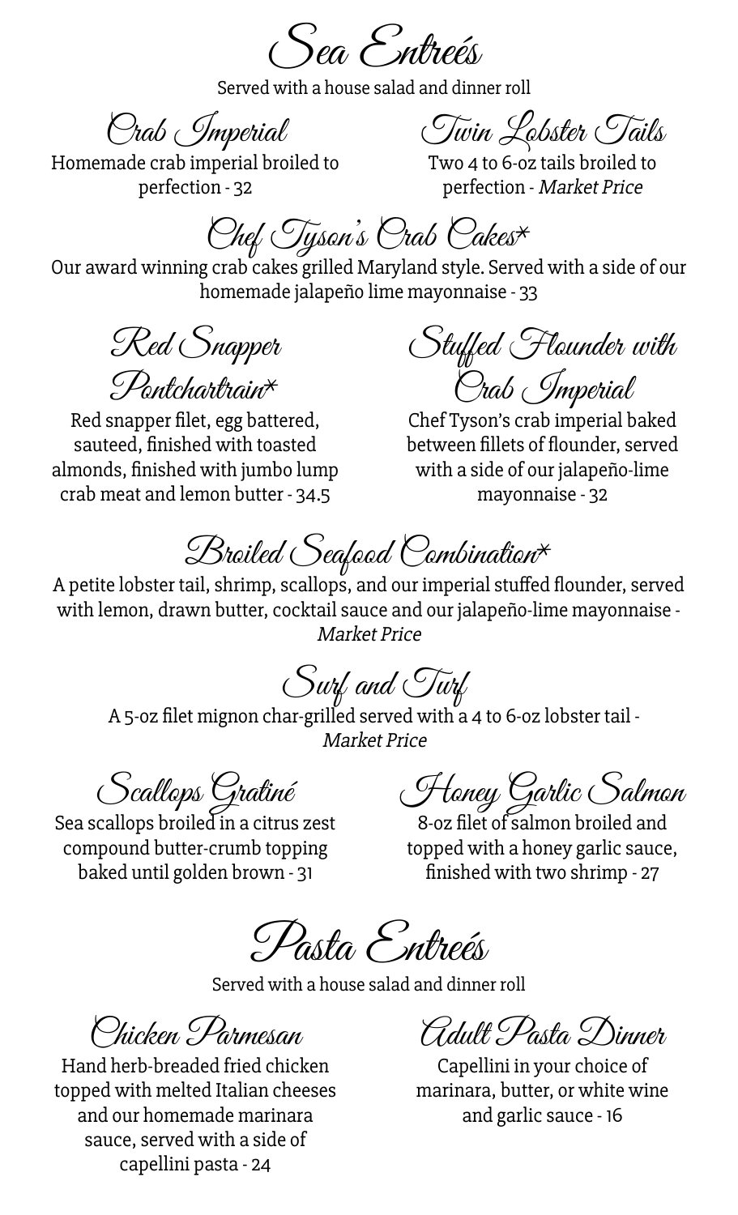# Sea Entreés

Served with a house salad and dinner roll

## Crab Imperial

Homemade crab imperial broiled to perfection - 32

## Twin Lobster Tails

Two 4 to 6-oz tails broiled to perfection - *Market Price*

## Chef Tyson's Crab Cakes*

Our award winning crab cakes grilled Maryland style. Served with a side of our homemade jalapeño lime mayonnaise - 33

## Red Snapper Pontchartrain*

Red snapper filet, egg battered, sauteed, finished with toasted almonds, finished with jumbo lump crab meat and lemon butter - 34.5

## Stuffed Flounder with Crab Imperial

Chef Tyson's crab imperial baked between fillets of flounder, served with a side of our jalapeño-lime mayonnaise - 32

## Broiled Seafood Combination*

A petite lobster tail, shrimp, scallops, and our imperial stuffed flounder, served with lemon, drawn butter, cocktail sauce and our jalapeño-lime mayonnaise - *Market Price*

## Surf and Turf

A 5-oz filet mignon char-grilled served with a 4 to 6-oz lobster tail - *Market Price*

## Scallops Gratiné

Sea scallops broiled in a citrus zest compound butter-crumb topping baked until golden brown - 31

## Honey Garlic Salmon

8-oz filet of salmon broiled and topped with a honey garlic sauce, finished with two shrimp - 27

# Pasta Entreés

Served with a house salad and dinner roll

## Chicken Parmesan

Hand herb-breaded fried chicken topped with melted Italian cheeses and our homemade marinara sauce, served with a side of capellini pasta - 24

## Adult Pasta Dinner

Capellini in your choice of marinara, butter, or white wine and garlic sauce - 16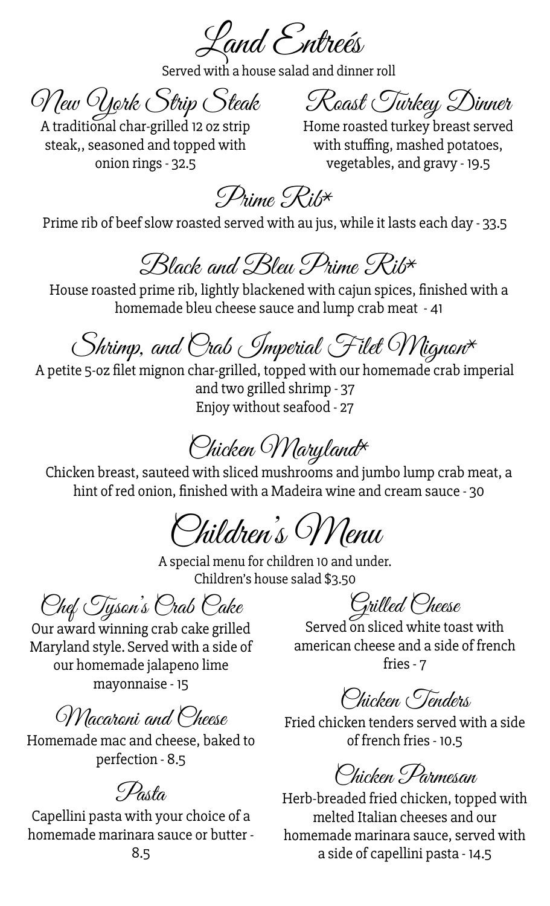# Land Entreés

Served with a house salad and dinner roll

## New York Strip Steak

A traditional char-grilled 12 oz strip steak,, seasoned and topped with onion rings - 32.5

## Roast Turkey Dinner

Home roasted turkey breast served with stuffing, mashed potatoes, vegetables, and gravy - 19.5

## Prime Rib*

Prime rib of beef slow roasted served with au jus, while it lasts each day - 33.5

## Black and Bleu Prime Rib*

House roasted prime rib, lightly blackened with cajun spices, finished with a homemade bleu cheese sauce and lump crab meat - 41

## Shrimp, and Crab Imperial Filet Mignon*

A petite 5-oz filet mignon char-grilled, topped with our homemade crab imperial and two grilled shrimp - 37

Enjoy without seafood - 27

## Chicken Maryland*

Chicken breast, sauteed with sliced mushrooms and jumbo lump crab meat, a hint of red onion, finished with a Madeira wine and cream sauce - 30

# Children's Menu

A special menu for children 10 and under.
Children's house salad $3.50

## Chef Tyson's Crab Cake

Our award winning crab cake grilled Maryland style. Served with a side of our homemade jalapeno lime mayonnaise - 15

## Macaroni and Cheese

Homemade mac and cheese, baked to perfection - 8.5

## Pasta

Capellini pasta with your choice of a homemade marinara sauce or butter - 8.5

## Grilled Cheese

Served on sliced white toast with american cheese and a side of french fries - 7

## Chicken Tenders

Fried chicken tenders served with a side of french fries - 10.5

## Chicken Parmesan

Herb-breaded fried chicken, topped with melted Italian cheeses and our homemade marinara sauce, served with a side of capellini pasta - 14.5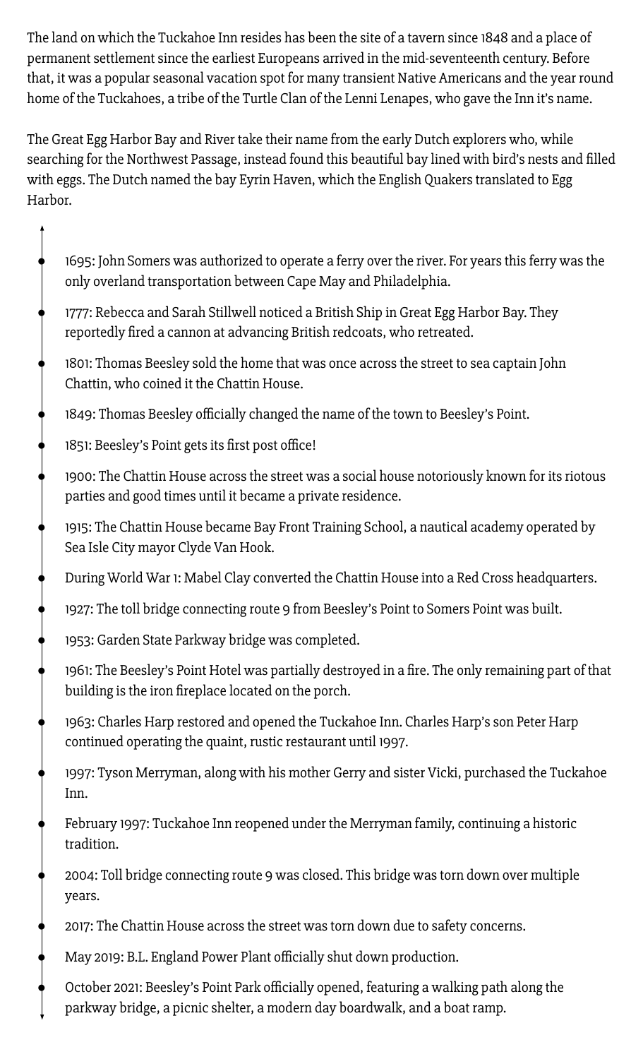The land on which the Tuckahoe Inn resides has been the site of a tavern since 1848 and a place of permanent settlement since the earliest Europeans arrived in the mid-seventeenth century. Before that, it was a popular seasonal vacation spot for many transient Native Americans and the year round home of the Tuckahoes, a tribe of the Turtle Clan of the Lenni Lenapes, who gave the Inn it's name.

The Great Egg Harbor Bay and River take their name from the early Dutch explorers who, while searching for the Northwest Passage, instead found this beautiful bay lined with bird's nests and filled with eggs. The Dutch named the bay Eyrin Haven, which the English Quakers translated to Egg Harbor.

- 1695: John Somers was authorized to operate a ferry over the river. For years this ferry was the only overland transportation between Cape May and Philadelphia.
- 1777: Rebecca and Sarah Stillwell noticed a British Ship in Great Egg Harbor Bay. They reportedly fired a cannon at advancing British redcoats, who retreated.
- 1801: Thomas Beesley sold the home that was once across the street to sea captain John Chattin, who coined it the Chattin House.
- 1849: Thomas Beesley officially changed the name of the town to Beesley's Point.
- 1851: Beesley's Point gets its first post office!
- 1900: The Chattin House across the street was a social house notoriously known for its riotous parties and good times until it became a private residence.
- 1915: The Chattin House became Bay Front Training School, a nautical academy operated by Sea Isle City mayor Clyde Van Hook.
- During World War 1: Mabel Clay converted the Chattin House into a Red Cross headquarters.
- 1927: The toll bridge connecting route 9 from Beesley's Point to Somers Point was built.
- 1953: Garden State Parkway bridge was completed.
- 1961: The Beesley's Point Hotel was partially destroyed in a fire. The only remaining part of that building is the iron fireplace located on the porch.
- 1963: Charles Harp restored and opened the Tuckahoe Inn. Charles Harp's son Peter Harp continued operating the quaint, rustic restaurant until 1997.
- 1997: Tyson Merryman, along with his mother Gerry and sister Vicki, purchased the Tuckahoe Inn.
- February 1997: Tuckahoe Inn reopened under the Merryman family, continuing a historic tradition.
- 2004: Toll bridge connecting route 9 was closed. This bridge was torn down over multiple years.
- 2017: The Chattin House across the street was torn down due to safety concerns.
- May 2019: B.L. England Power Plant officially shut down production.
- October 2021: Beesley's Point Park officially opened, featuring a walking path along the parkway bridge, a picnic shelter, a modern day boardwalk, and a boat ramp.